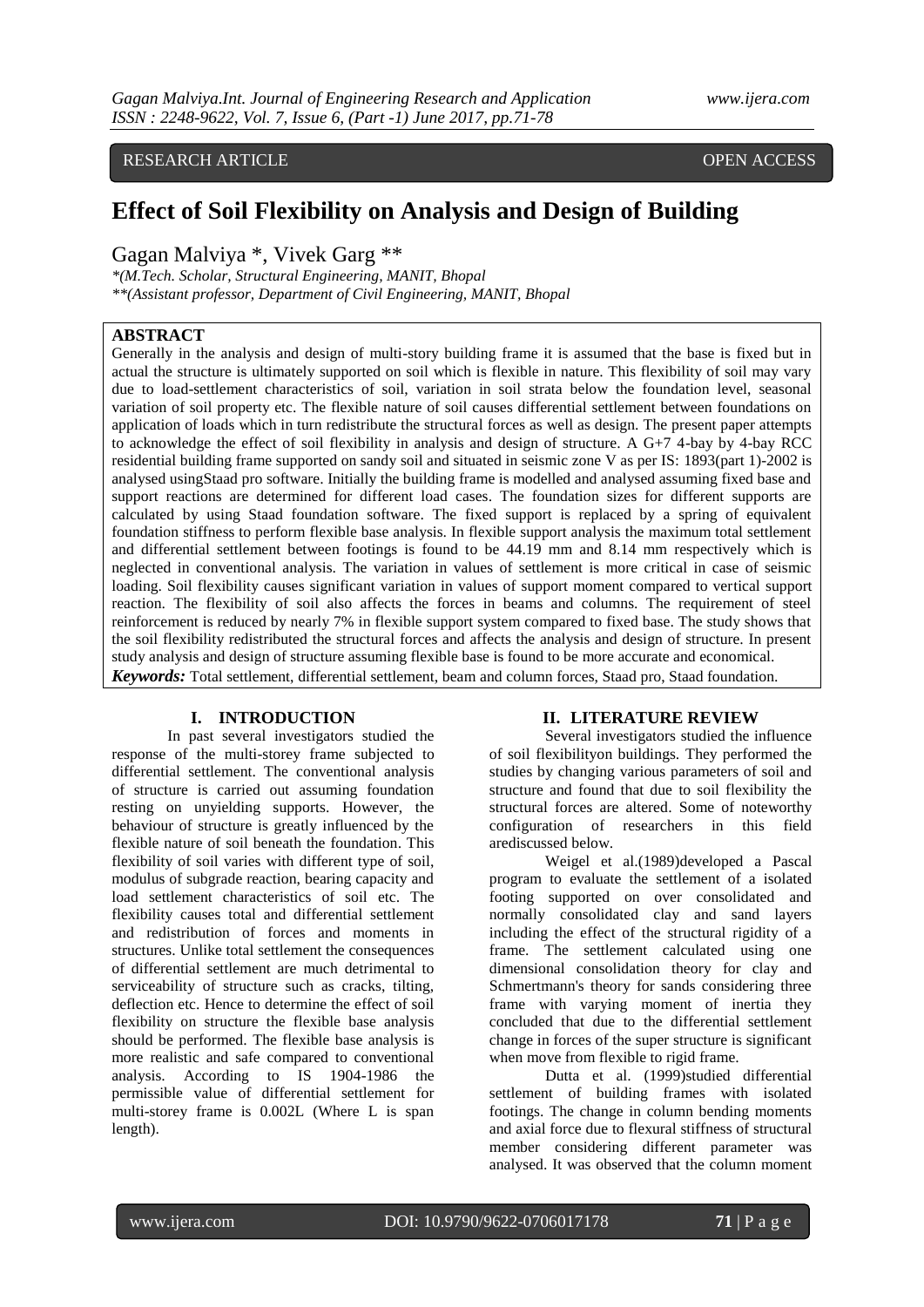RESEARCH ARTICLE OPEN ACCESS

# Effect of Soil Flexibility on Analysis and Design of Building

Gagan Malviya *, Vivek Garg **

*(M.Tech. Scholar, Structural Engineering, MANIT, Bhopal
**(Assistant professor, Department of Civil Engineering, MANIT, Bhopal

## ABSTRACT

Generally in the analysis and design of multi-story building frame it is assumed that the base is fixed but in actual the structure is ultimately supported on soil which is flexible in nature. This flexibility of soil may vary due to load-settlement characteristics of soil, variation in soil strata below the foundation level, seasonal variation of soil property etc. The flexible nature of soil causes differential settlement between foundations on application of loads which in turn redistribute the structural forces as well as design. The present paper attempts to acknowledge the effect of soil flexibility in analysis and design of structure. A G+7 4-bay by 4-bay RCC residential building frame supported on sandy soil and situated in seismic zone V as per IS: 1893(part 1)-2002 is analysed usingStaad pro software. Initially the building frame is modelled and analysed assuming fixed base and support reactions are determined for different load cases. The foundation sizes for different supports are calculated by using Staad foundation software. The fixed support is replaced by a spring of equivalent foundation stiffness to perform flexible base analysis. In flexible support analysis the maximum total settlement and differential settlement between footings is found to be 44.19 mm and 8.14 mm respectively which is neglected in conventional analysis. The variation in values of settlement is more critical in case of seismic loading. Soil flexibility causes significant variation in values of support moment compared to vertical support reaction. The flexibility of soil also affects the forces in beams and columns. The requirement of steel reinforcement is reduced by nearly 7% in flexible support system compared to fixed base. The study shows that the soil flexibility redistributed the structural forces and affects the analysis and design of structure. In present study analysis and design of structure assuming flexible base is found to be more accurate and economical.

***Keywords:*** Total settlement, differential settlement, beam and column forces, Staad pro, Staad foundation.

## I. INTRODUCTION

In past several investigators studied the response of the multi-storey frame subjected to differential settlement. The conventional analysis of structure is carried out assuming foundation resting on unyielding supports. However, the behaviour of structure is greatly influenced by the flexible nature of soil beneath the foundation. This flexibility of soil varies with different type of soil, modulus of subgrade reaction, bearing capacity and load settlement characteristics of soil etc. The flexibility causes total and differential settlement and redistribution of forces and moments in structures. Unlike total settlement the consequences of differential settlement are much detrimental to serviceability of structure such as cracks, tilting, deflection etc. Hence to determine the effect of soil flexibility on structure the flexible base analysis should be performed. The flexible base analysis is more realistic and safe compared to conventional analysis. According to IS 1904-1986 the permissible value of differential settlement for multi-storey frame is 0.002L (Where L is span length).

## II. LITERATURE REVIEW

Several investigators studied the influence of soil flexibilityon buildings. They performed the studies by changing various parameters of soil and structure and found that due to soil flexibility the structural forces are altered. Some of noteworthy configuration of researchers in this field arediscussed below.

Weigel et al.(1989)developed a Pascal program to evaluate the settlement of a isolated footing supported on over consolidated and normally consolidated clay and sand layers including the effect of the structural rigidity of a frame. The settlement calculated using one dimensional consolidation theory for clay and Schmertmann's theory for sands considering three frame with varying moment of inertia they concluded that due to the differential settlement change in forces of the super structure is significant when move from flexible to rigid frame.

Dutta et al. (1999)studied differential settlement of building frames with isolated footings. The change in column bending moments and axial force due to flexural stiffness of structural member considering different parameter was analysed. It was observed that the column moment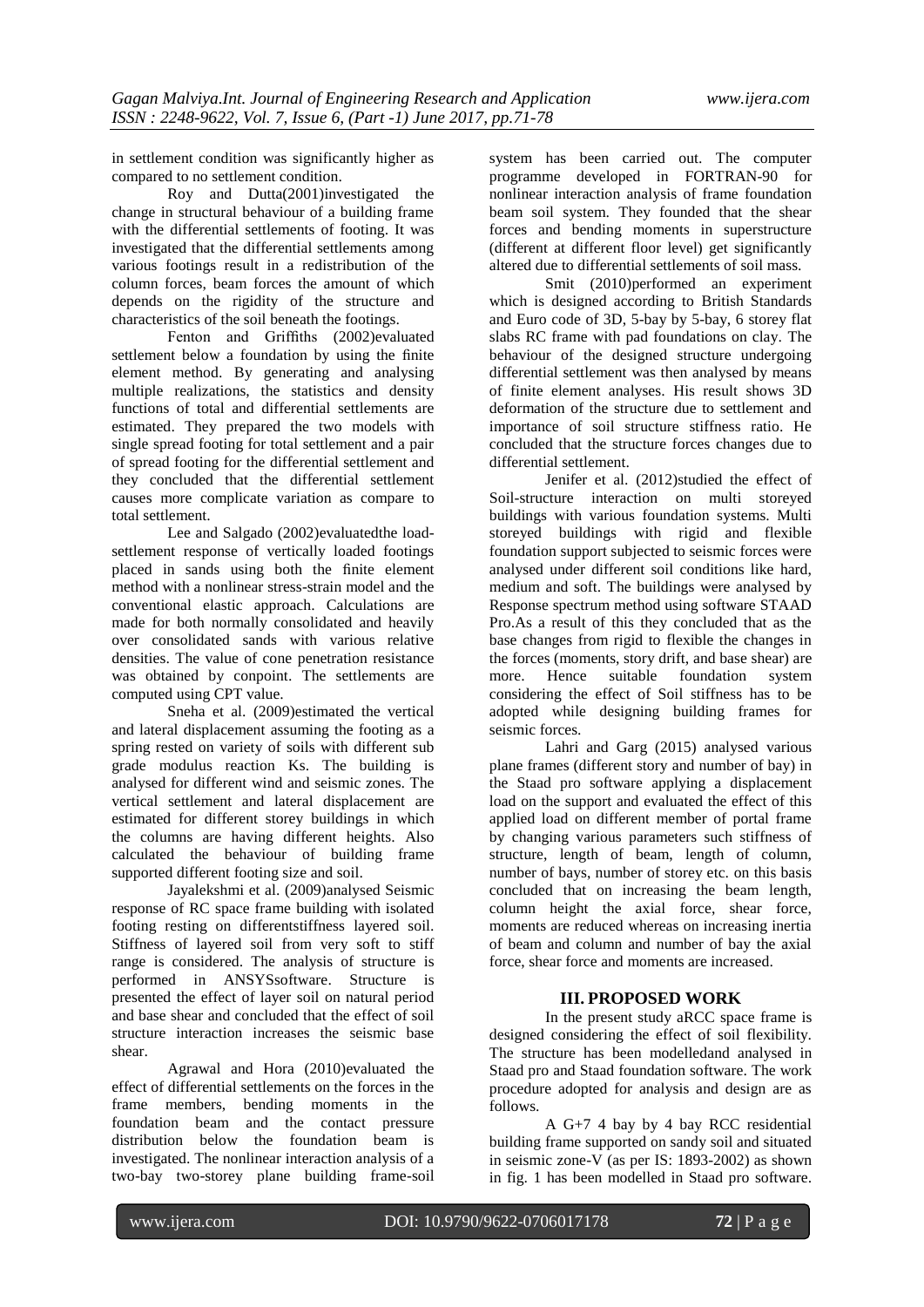in settlement condition was significantly higher as compared to no settlement condition.

Roy and Dutta(2001)investigated the change in structural behaviour of a building frame with the differential settlements of footing. It was investigated that the differential settlements among various footings result in a redistribution of the column forces, beam forces the amount of which depends on the rigidity of the structure and characteristics of the soil beneath the footings.

Fenton and Griffiths (2002)evaluated settlement below a foundation by using the finite element method. By generating and analysing multiple realizations, the statistics and density functions of total and differential settlements are estimated. They prepared the two models with single spread footing for total settlement and a pair of spread footing for the differential settlement and they concluded that the differential settlement causes more complicate variation as compare to total settlement.

Lee and Salgado (2002)evaluatedthe load-settlement response of vertically loaded footings placed in sands using both the finite element method with a nonlinear stress-strain model and the conventional elastic approach. Calculations are made for both normally consolidated and heavily over consolidated sands with various relative densities. The value of cone penetration resistance was obtained by conpoint. The settlements are computed using CPT value.

Sneha et al. (2009)estimated the vertical and lateral displacement assuming the footing as a spring rested on variety of soils with different sub grade modulus reaction Ks. The building is analysed for different wind and seismic zones. The vertical settlement and lateral displacement are estimated for different storey buildings in which the columns are having different heights. Also calculated the behaviour of building frame supported different footing size and soil.

Jayalekshmi et al. (2009)analysed Seismic response of RC space frame building with isolated footing resting on differentstiffness layered soil. Stiffness of layered soil from very soft to stiff range is considered. The analysis of structure is performed in ANSYSsoftware. Structure is presented the effect of layer soil on natural period and base shear and concluded that the effect of soil structure interaction increases the seismic base shear.

Agrawal and Hora (2010)evaluated the effect of differential settlements on the forces in the frame members, bending moments in the foundation beam and the contact pressure distribution below the foundation beam is investigated. The nonlinear interaction analysis of a two-bay two-storey plane building frame-soil system has been carried out. The computer programme developed in FORTRAN-90 for nonlinear interaction analysis of frame foundation beam soil system. They founded that the shear forces and bending moments in superstructure (different at different floor level) get significantly altered due to differential settlements of soil mass.

Smit (2010)performed an experiment which is designed according to British Standards and Euro code of 3D, 5-bay by 5-bay, 6 storey flat slabs RC frame with pad foundations on clay. The behaviour of the designed structure undergoing differential settlement was then analysed by means of finite element analyses. His result shows 3D deformation of the structure due to settlement and importance of soil structure stiffness ratio. He concluded that the structure forces changes due to differential settlement.

Jenifer et al. (2012)studied the effect of Soil-structure interaction on multi storeyed buildings with various foundation systems. Multi storeyed buildings with rigid and flexible foundation support subjected to seismic forces were analysed under different soil conditions like hard, medium and soft. The buildings were analysed by Response spectrum method using software STAAD Pro.As a result of this they concluded that as the base changes from rigid to flexible the changes in the forces (moments, story drift, and base shear) are more. Hence suitable foundation system considering the effect of Soil stiffness has to be adopted while designing building frames for seismic forces.

Lahri and Garg (2015) analysed various plane frames (different story and number of bay) in the Staad pro software applying a displacement load on the support and evaluated the effect of this applied load on different member of portal frame by changing various parameters such stiffness of structure, length of beam, length of column, number of bays, number of storey etc. on this basis concluded that on increasing the beam length, column height the axial force, shear force, moments are reduced whereas on increasing inertia of beam and column and number of bay the axial force, shear force and moments are increased.

## III. PROPOSED WORK

In the present study aRCC space frame is designed considering the effect of soil flexibility. The structure has been modelledand analysed in Staad pro and Staad foundation software. The work procedure adopted for analysis and design are as follows.

A G+7 4 bay by 4 bay RCC residential building frame supported on sandy soil and situated in seismic zone-V (as per IS: 1893-2002) as shown in fig. 1 has been modelled in Staad pro software.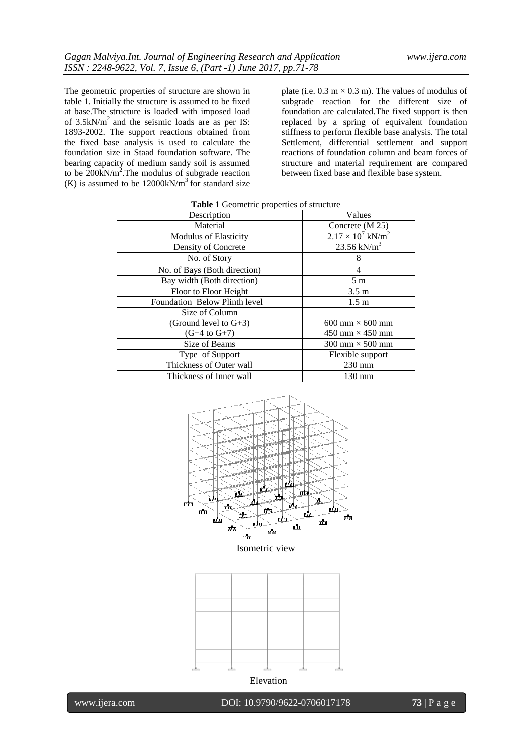The geometric properties of structure are shown in table 1. Initially the structure is assumed to be fixed at base.The structure is loaded with imposed load of $3.5 kN/m^2$ and the seismic loads are as per IS: 1893-2002. The support reactions obtained from the fixed base analysis is used to calculate the foundation size in Staad foundation software. The bearing capacity of medium sandy soil is assumed to be $200 kN/m^2$.The modulus of subgrade reaction (K) is assumed to be $12000 kN/m^3$ for standard size plate (i.e. 0.3 m × 0.3 m). The values of modulus of subgrade reaction for the different size of foundation are calculated.The fixed support is then replaced by a spring of equivalent foundation stiffness to perform flexible base analysis. The total Settlement, differential settlement and support reactions of foundation column and beam forces of structure and material requirement are compared between fixed base and flexible base system.

**Table 1** Geometric properties of structure

| Description | Values |
|---|---|
| Material | Concrete (M 25) |
| Modulus of Elasticity | $2.17 \times 10^7$ kN/m$^2$ |
| Density of Concrete | 23.56 kN/m$^3$ |
| No. of Story | 8 |
| No. of Bays (Both direction) | 4 |
| Bay width (Both direction) | 5 m |
| Floor to Floor Height | 3.5 m |
| Foundation Below Plinth level | 1.5 m |
| Size of Column<br>(Ground level to G+3)<br>(G+4 to G+7) | <br>600 mm × 600 mm<br>450 mm × 450 mm |
| Size of Beams | 300 mm × 500 mm |
| Type of Support | Flexible support |
| Thickness of Outer wall | 230 mm |
| Thickness of Inner wall | 130 mm |

Isometric view

Elevation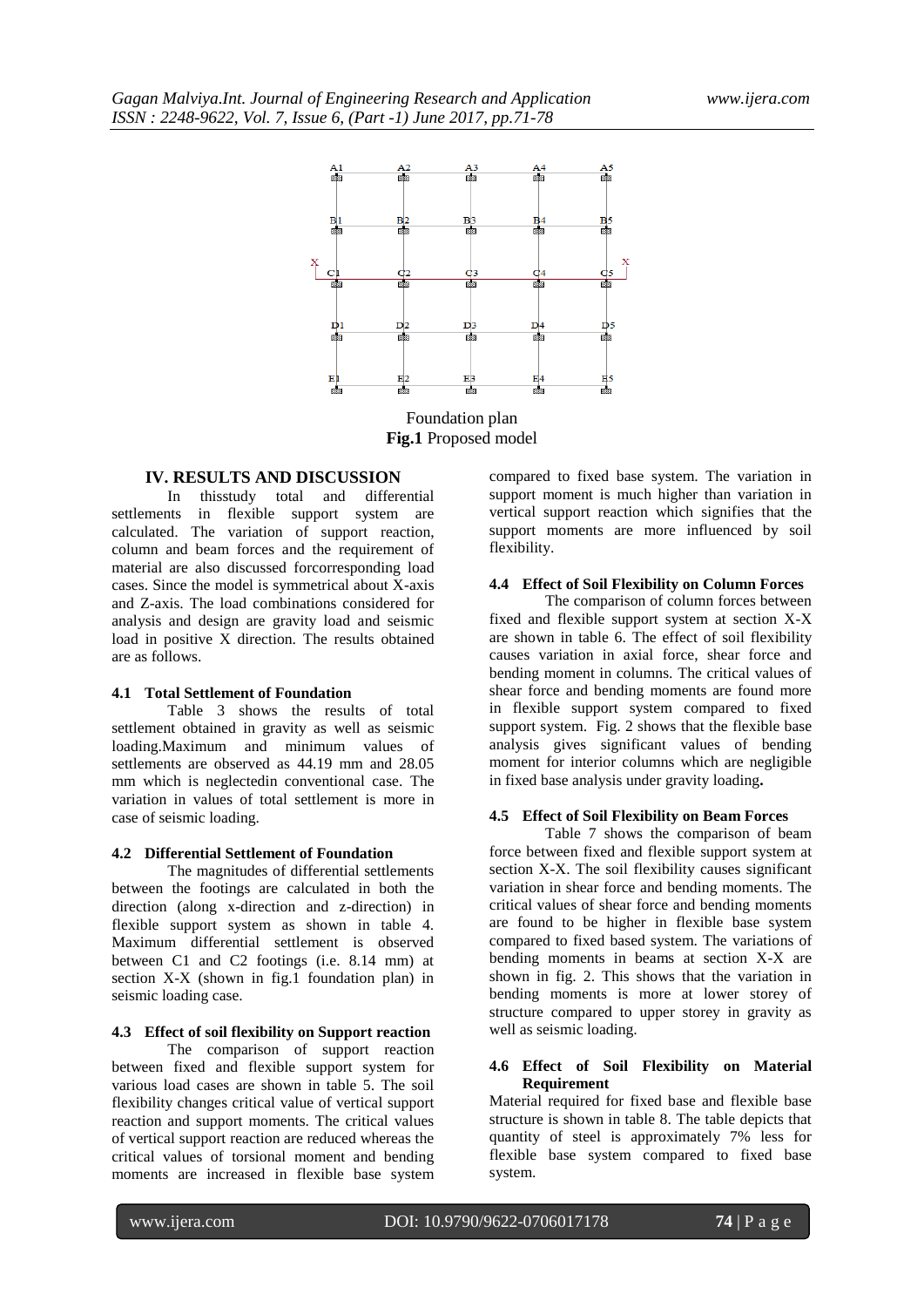Foundation plan

**Fig.1** Proposed model

## IV. RESULTS AND DISCUSSION

In thisstudy total and differential settlements in flexible support system are calculated. The variation of support reaction, column and beam forces and the requirement of material are also discussed forcorresponding load cases. Since the model is symmetrical about X-axis and Z-axis. The load combinations considered for analysis and design are gravity load and seismic load in positive X direction. The results obtained are as follows.

### 4.1 Total Settlement of Foundation

Table 3 shows the results of total settlement obtained in gravity as well as seismic loading.Maximum and minimum values of settlements are observed as 44.19 mm and 28.05 mm which is neglectedin conventional case. The variation in values of total settlement is more in case of seismic loading.

### 4.2 Differential Settlement of Foundation

The magnitudes of differential settlements between the footings are calculated in both the direction (along x-direction and z-direction) in flexible support system as shown in table 4. Maximum differential settlement is observed between C1 and C2 footings (i.e. 8.14 mm) at section X-X (shown in fig.1 foundation plan) in seismic loading case.

### 4.3 Effect of soil flexibility on Support reaction

The comparison of support reaction between fixed and flexible support system for various load cases are shown in table 5. The soil flexibility changes critical value of vertical support reaction and support moments. The critical values of vertical support reaction are reduced whereas the critical values of torsional moment and bending moments are increased in flexible base system compared to fixed base system. The variation in support moment is much higher than variation in vertical support reaction which signifies that the support moments are more influenced by soil flexibility.

### 4.4 Effect of Soil Flexibility on Column Forces

The comparison of column forces between fixed and flexible support system at section X-X are shown in table 6. The effect of soil flexibility causes variation in axial force, shear force and bending moment in columns. The critical values of shear force and bending moments are found more in flexible support system compared to fixed support system. Fig. 2 shows that the flexible base analysis gives significant values of bending moment for interior columns which are negligible in fixed base analysis under gravity loading**.**

### 4.5 Effect of Soil Flexibility on Beam Forces

Table 7 shows the comparison of beam force between fixed and flexible support system at section X-X. The soil flexibility causes significant variation in shear force and bending moments. The critical values of shear force and bending moments are found to be higher in flexible base system compared to fixed based system. The variations of bending moments in beams at section X-X are shown in fig. 2. This shows that the variation in bending moments is more at lower storey of structure compared to upper storey in gravity as well as seismic loading.

### 4.6 Effect of Soil Flexibility on Material Requirement

Material required for fixed base and flexible base structure is shown in table 8. The table depicts that quantity of steel is approximately 7% less for flexible base system compared to fixed base system.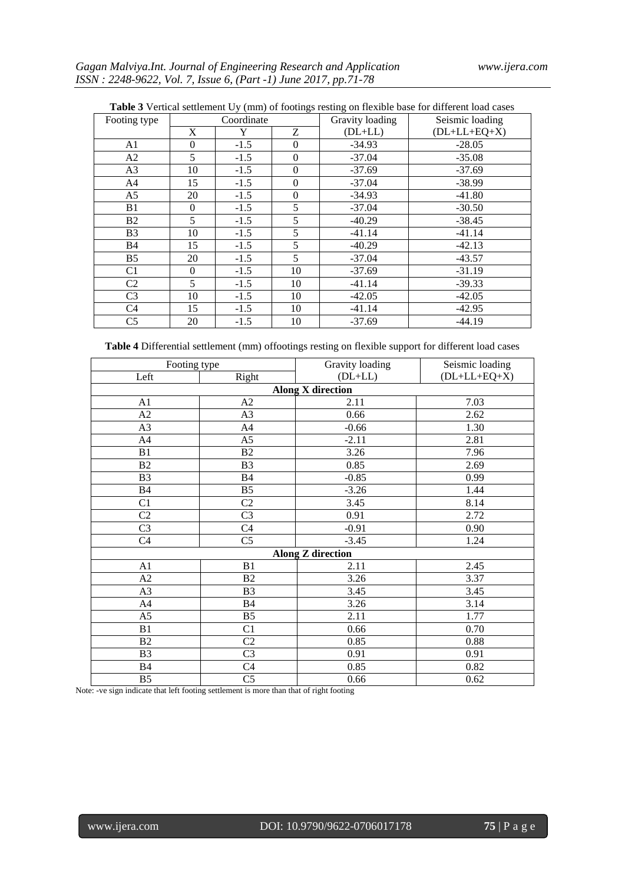**Table 3** Vertical settlement Uy (mm) of footings resting on flexible base for different load cases

| Footing type | Coordinate | | | Gravity loading | Seismic loading |
|---|---|---|---|---|---|
| | X | Y | Z | (DL+LL) | (DL+LL+EQ+X) |
| A1 | 0 | -1.5 | 0 | -34.93 | -28.05 |
| A2 | 5 | -1.5 | 0 | -37.04 | -35.08 |
| A3 | 10 | -1.5 | 0 | -37.69 | -37.69 |
| A4 | 15 | -1.5 | 0 | -37.04 | -38.99 |
| A5 | 20 | -1.5 | 0 | -34.93 | -41.80 |
| B1 | 0 | -1.5 | 5 | -37.04 | -30.50 |
| B2 | 5 | -1.5 | 5 | -40.29 | -38.45 |
| B3 | 10 | -1.5 | 5 | -41.14 | -41.14 |
| B4 | 15 | -1.5 | 5 | -40.29 | -42.13 |
| B5 | 20 | -1.5 | 5 | -37.04 | -43.57 |
| C1 | 0 | -1.5 | 10 | -37.69 | -31.19 |
| C2 | 5 | -1.5 | 10 | -41.14 | -39.33 |
| C3 | 10 | -1.5 | 10 | -42.05 | -42.05 |
| C4 | 15 | -1.5 | 10 | -41.14 | -42.95 |
| C5 | 20 | -1.5 | 10 | -37.69 | -44.19 |

**Table 4** Differential settlement (mm) offootings resting on flexible support for different load cases

| Footing type | | Gravity loading | Seismic loading |
|---|---|---|---|
| Left | Right | (DL+LL) | (DL+LL+EQ+X) |
| **Along X direction** | | | |
| A1 | A2 | 2.11 | 7.03 |
| A2 | A3 | 0.66 | 2.62 |
| A3 | A4 | -0.66 | 1.30 |
| A4 | A5 | -2.11 | 2.81 |
| B1 | B2 | 3.26 | 7.96 |
| B2 | B3 | 0.85 | 2.69 |
| B3 | B4 | -0.85 | 0.99 |
| B4 | B5 | -3.26 | 1.44 |
| C1 | C2 | 3.45 | 8.14 |
| C2 | C3 | 0.91 | 2.72 |
| C3 | C4 | -0.91 | 0.90 |
| C4 | C5 | -3.45 | 1.24 |
| **Along Z direction** | | | |
| A1 | B1 | 2.11 | 2.45 |
| A2 | B2 | 3.26 | 3.37 |
| A3 | B3 | 3.45 | 3.45 |
| A4 | B4 | 3.26 | 3.14 |
| A5 | B5 | 2.11 | 1.77 |
| B1 | C1 | 0.66 | 0.70 |
| B2 | C2 | 0.85 | 0.88 |
| B3 | C3 | 0.91 | 0.91 |
| B4 | C4 | 0.85 | 0.82 |
| B5 | C5 | 0.66 | 0.62 |

Note: -ve sign indicate that left footing settlement is more than that of right footing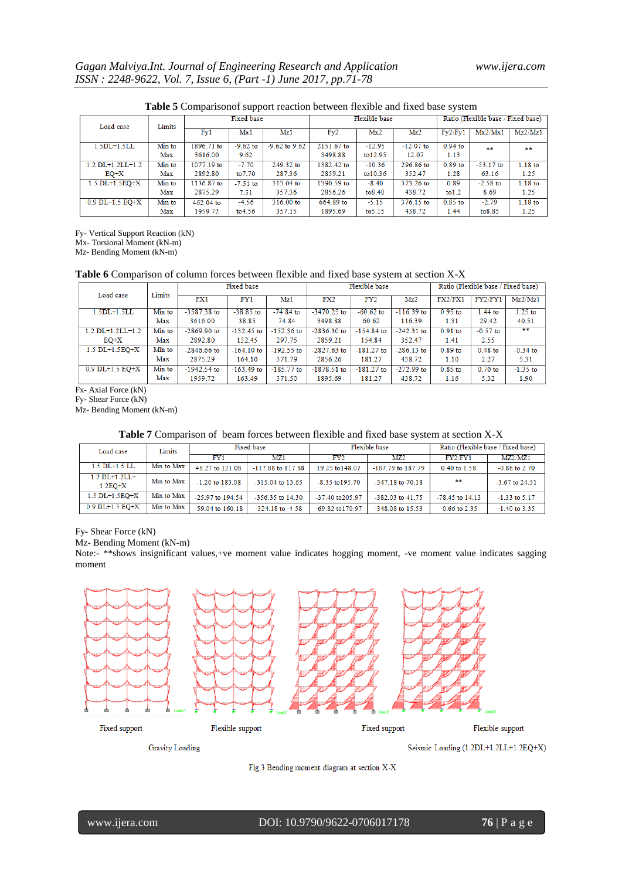**Table 5** Comparisonof support reaction between flexible and fixed base system

| Load case | Limits | Fixed base | | | Flexible base | | | Ratio (Flexible base / Fixed base) | | |
|---|---|---|---|---|---|---|---|---|---|---|
| | | Fy1 | Mx1 | Mz1 | Fy2 | Mx2 | Mz2 | Fy2/Fy1 | Mx2/Mx1 | Mz2/Mz1 |
| 1.5DL+1.5LL | Min to Max | 1896.71 to 3616.00 | -9.62 to 9.62 | -9.62 to 9.62 | 2151.67 to 3498.88 | -12.95 to12.95 | -12.07 to 12.07 | 0.94 to 1.13 | ** | ** |
| 1.2 DL+1.2LL+1.2 EQ+X | Min to Max | 1077.19 to 2892.80 | -7.70 to7.70 | 249.32 to 287.36 | 1382.42 to 2859.21 | -10.36 to10.36 | 296.86 to 352.47 | 0.89 to 1.28 | -53.17 to 63.16 | 1.18 to 1.25 |
| 1.5 DL+1.5EQ+X | Min to Max | 1136.87 to 2875.29 | -7.51 to 7.51 | 313.04 to 357.36 | 1390.59 to 2856.26 | -8.40 to8.40 | 373.26 to 438.72 | 0.89 to1.2 | -2.58 to 8.69 | 1.18 to 1.25 |
| 0.9 DL+1.5 EQ+X | Min to Max | 462.04 to 1959.72 | -4.56 to4.56 | 316.00 to 357.15 | 664.89 to 1895.69 | -5.15 to5.15 | 376.15 to 438.72 | 0.85 to 1.44 | -2.79 to8.85 | 1.18 to 1.25 |

Fy- Vertical Support Reaction (kN)
Mx- Torsional Moment (kN-m)
Mz- Bending Moment (kN-m)

**Table 6** Comparison of column forces between flexible and fixed base system at section X-X

| Load case | Limits | Fixed base | | | Flexible base | | | Ratio (Flexible base / Fixed base) | | |
|---|---|---|---|---|---|---|---|---|---|---|
| | | FX1 | FY1 | Mz1 | FX2 | FY2 | Mz2 | FX2/FX1 | FY2/FY1 | Mz2/Mz1 |
| 1.5DL+1.5LL | Min to Max | -3587.38 to 3616.00 | -38.85 to 38.85 | -74.84 to 74.84 | -3470.25 to 3498.88 | -60.62 to 60.62 | -116.39 to 116.39 | 0.95 to 1.31 | 1.44 to 29.42 | 1.25 to 40.51 |
| 1.2 DL+1.2LL+1.2 EQ+X | Min to Max | -2869.90 to 2892.80 | -132.45 to 132.45 | -152.36 to 297.75 | -2836.30 to 2859.21 | -154.84 to 154.84 | -242.31 to 352.47 | 0.91 to 1.41 | -0.57 to 2.55 | ** |
| 1.5 DL+1.5EQ+X | Min to Max | -2846.66 to 2875.29 | -164.10 to 164.10 | -192.55 to 371.79 | -2827.63 to 2856.26 | -181.27 to 181.27 | -286.13 to 438.72 | 0.89 to 1.10 | 0.48 to 2.27 | -0.34 to 5.31 |
| 0.9 DL+1.5 EQ+X | Min to Max | -1942.54 to 1959.72 | -163.49 to 163.49 | -185.77 to 371.50 | -1878.51 to 1895.69 | -181.27 to 181.27 | -272.99 to 438.72 | 0.85 to 1.16 | 0.70 to 5.32 | -1.35 to 1.90 |

Fx- Axial Force (kN)
Fy- Shear Force (kN)
Mz- Bending Moment (kN-m)

**Table 7** Comparison of beam forces between flexible and fixed base system at section X-X

| Load case | Limits | Fixed base | | Flexible base | | Ratio (Flexible base / Fixed base) | |
|---|---|---|---|---|---|---|---|
| | | FY1 | MZ1 | FY2 | MZ2 | FY2/FY1 | MZ2/MZ1 |
| 1.5 DL+1.5 LL | Min to Max | 48.27 to 121.08 | -117.88 to 117.88 | 19.25 to148.07 | -187.79 to 187.79 | 0.40 to 1.58 | -0.88 to 2.70 |
| 1.2 DL+1.2LL+ 1.2EQ+X | Min to Max | -1.20 to 183.08 | -315.04 to 13.65 | -8.35 to195.70 | -347.18 to 70.18 | ** | -3.67 to 24.51 |
| 1.5 DL+1.5EQ+X | Min to Max | -25.97 to 194.54 | -356.35 to 14.30 | -37.40 to205.97 | -382.03 to 41.75 | -78.45 to 14.13 | -1.33 to 5.17 |
| 0.9 DL+1.5 EQ+X | Min to Max | -59.04 to 160.18 | -324.18 to -4.58 | -69.82 to170.97 | -348.08 to 15.53 | -0.66 to 2.35 | -1.40 to 3.35 |

Fy- Shear Force (kN)
Mz- Bending Moment (kN-m)
Note:- **shows insignificant values,+ve moment value indicates hogging moment, -ve moment value indicates sagging moment

Fixed support | Flexible support | Fixed support | Flexible support

Gravity Loading | Seismic Loading (1.2DL+1.2LL+1.2EQ+X)

Fig.3 Bending moment diagram at section X-X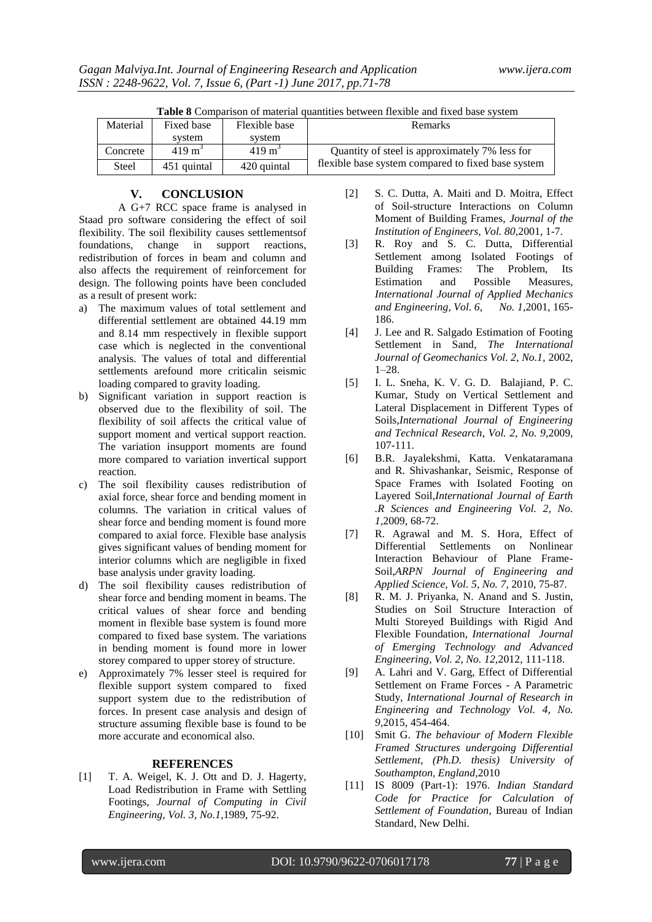**Table 8** Comparison of material quantities between flexible and fixed base system

| Material | Fixed base system | Flexible base system | Remarks |
|---|---|---|---|
| Concrete | 419 $m^3$ | 419 $m^3$ | Quantity of steel is approximately 7% less for flexible base system compared to fixed base system |
| Steel | 451 quintal | 420 quintal | |

## V. CONCLUSION

A G+7 RCC space frame is analysed in Staad pro software considering the effect of soil flexibility. The soil flexibility causes settlementsof foundations, change in support reactions, redistribution of forces in beam and column and also affects the requirement of reinforcement for design. The following points have been concluded as a result of present work:

a) The maximum values of total settlement and differential settlement are obtained 44.19 mm and 8.14 mm respectively in flexible support case which is neglected in the conventional analysis. The values of total and differential settlements arefound more criticalin seismic loading compared to gravity loading.

b) Significant variation in support reaction is observed due to the flexibility of soil. The flexibility of soil affects the critical value of support moment and vertical support reaction. The variation insupport moments are found more compared to variation invertical support reaction.

c) The soil flexibility causes redistribution of axial force, shear force and bending moment in columns. The variation in critical values of shear force and bending moment is found more compared to axial force. Flexible base analysis gives significant values of bending moment for interior columns which are negligible in fixed base analysis under gravity loading.

d) The soil flexibility causes redistribution of shear force and bending moment in beams. The critical values of shear force and bending moment in flexible base system is found more compared to fixed base system. The variations in bending moment is found more in lower storey compared to upper storey of structure.

e) Approximately 7% lesser steel is required for flexible support system compared to fixed support system due to the redistribution of forces. In present case analysis and design of structure assuming flexible base is found to be more accurate and economical also.

## REFERENCES

[1] T. A. Weigel, K. J. Ott and D. J. Hagerty, Load Redistribution in Frame with Settling Footings, *Journal of Computing in Civil Engineering, Vol. 3, No.1,*1989, 75-92.

[2] S. C. Dutta, A. Maiti and D. Moitra, Effect of Soil-structure Interactions on Column Moment of Building Frames, *Journal of the Institution of Engineers, Vol. 80,*2001, 1-7.

[3] R. Roy and S. C. Dutta, Differential Settlement among Isolated Footings of Building Frames: The Problem, Its Estimation and Possible Measures, *International Journal of Applied Mechanics and Engineering, Vol. 6, No. 1,*2001, 165-186.

[4] J. Lee and R. Salgado Estimation of Footing Settlement in Sand, *The International Journal of Geomechanics Vol. 2, No.1,* 2002, 1–28.

[5] I. L. Sneha, K. V. G. D. Balajiand, P. C. Kumar, Study on Vertical Settlement and Lateral Displacement in Different Types of Soils,*International Journal of Engineering and Technical Research, Vol. 2, No. 9,*2009, 107-111.

[6] B.R. Jayalekshmi, Katta. Venkataramana and R. Shivashankar, Seismic, Response of Space Frames with Isolated Footing on Layered Soil,*International Journal of Earth .R Sciences and Engineering Vol. 2, No. 1,*2009, 68-72.

[7] R. Agrawal and M. S. Hora, Effect of Differential Settlements on Nonlinear Interaction Behaviour of Plane Frame-Soil,*ARPN Journal of Engineering and Applied Science, Vol. 5, No. 7,* 2010, 75-87.

[8] R. M. J. Priyanka, N. Anand and S. Justin, Studies on Soil Structure Interaction of Multi Storeyed Buildings with Rigid And Flexible Foundation, *International Journal of Emerging Technology and Advanced Engineering, Vol. 2, No. 12,*2012, 111-118.

[9] A. Lahri and V. Garg, Effect of Differential Settlement on Frame Forces - A Parametric Study, *International Journal of Research in Engineering and Technology Vol. 4, No. 9,*2015, 454-464.

[10] Smit G. *The behaviour of Modern Flexible Framed Structures undergoing Differential Settlement, (Ph.D. thesis) University of Southampton, England,*2010

[11] IS 8009 (Part-1): 1976. *Indian Standard Code for Practice for Calculation of Settlement of Foundation,* Bureau of Indian Standard, New Delhi.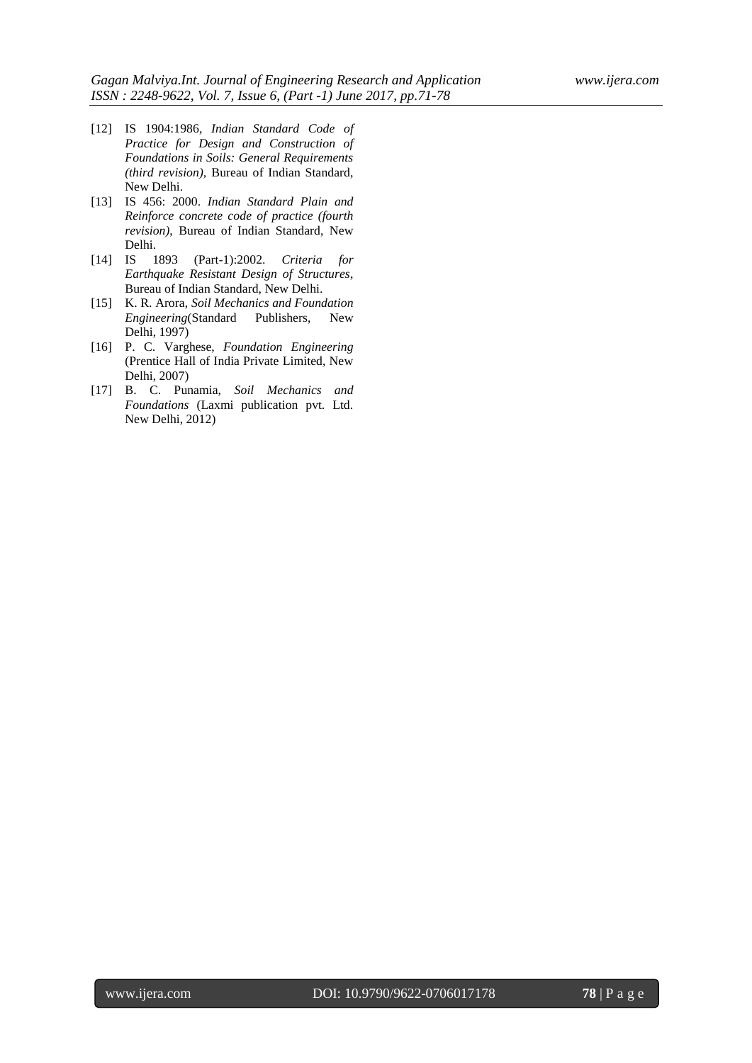[12] IS 1904:1986, *Indian Standard Code of Practice for Design and Construction of Foundations in Soils: General Requirements (third revision)*, Bureau of Indian Standard, New Delhi.

[13] IS 456: 2000. *Indian Standard Plain and Reinforce concrete code of practice (fourth revision)*, Bureau of Indian Standard, New Delhi.

[14] IS 1893 (Part-1):2002. *Criteria for Earthquake Resistant Design of Structures*, Bureau of Indian Standard, New Delhi.

[15] K. R. Arora, *Soil Mechanics and Foundation Engineering*(Standard Publishers, New Delhi, 1997)

[16] P. C. Varghese, *Foundation Engineering* (Prentice Hall of India Private Limited, New Delhi, 2007)

[17] B. C. Punamia, *Soil Mechanics and Foundations* (Laxmi publication pvt. Ltd. New Delhi, 2012)